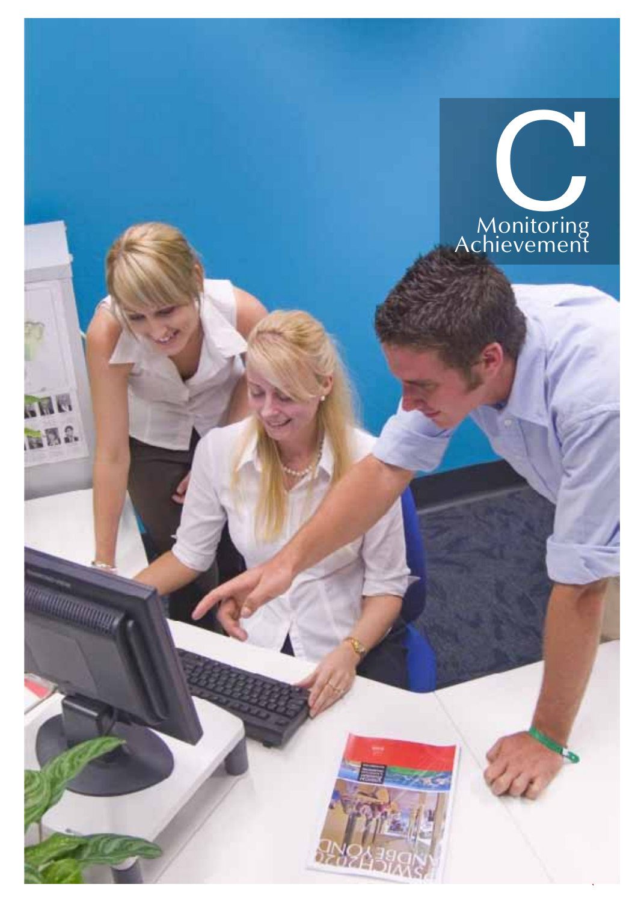# C

## Monitoring Achievement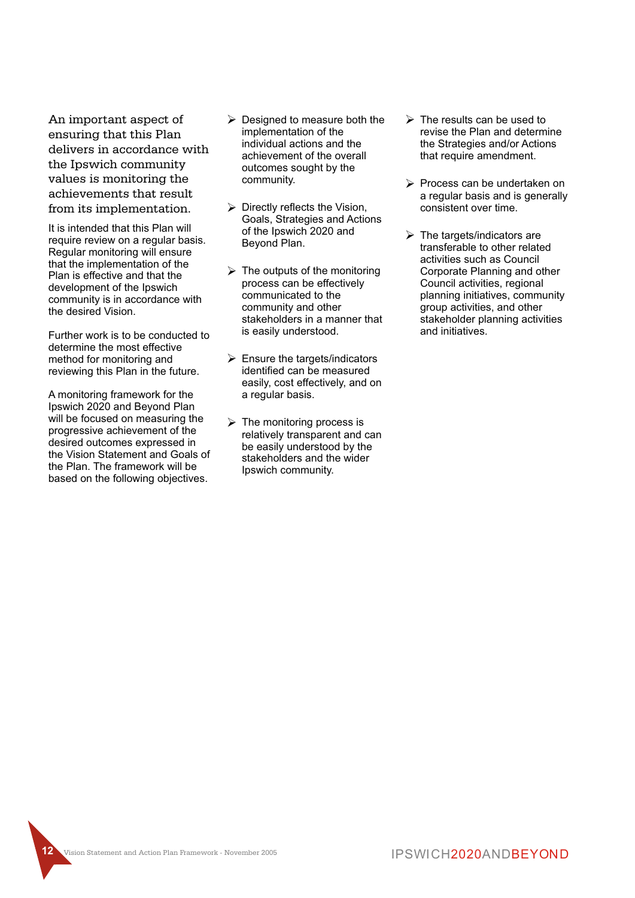An important aspect of ensuring that this Plan delivers in accordance with the Ipswich community values is monitoring the achievements that result from its implementation.

It is intended that this Plan will require review on a regular basis. Regular monitoring will ensure that the implementation of the Plan is effective and that the development of the Ipswich community is in accordance with the desired Vision.

Further work is to be conducted to determine the most effective method for monitoring and reviewing this Plan in the future.

A monitoring framework for the Ipswich 2020 and Beyond Plan will be focused on measuring the progressive achievement of the desired outcomes expressed in the Vision Statement and Goals of the Plan. The framework will be based on the following objectives.

- Designed to measure both the implementation of the individual actions and the achievement of the overall outcomes sought by the community.
- Directly reflects the Vision, Goals, Strategies and Actions of the Ipswich 2020 and Beyond Plan.
- The outputs of the monitoring process can be effectively communicated to the community and other stakeholders in a manner that is easily understood.
- Ensure the targets/indicators identified can be measured easily, cost effectively, and on a regular basis.
- The monitoring process is relatively transparent and can be easily understood by the stakeholders and the wider Ipswich community.
- The results can be used to revise the Plan and determine the Strategies and/or Actions that require amendment.
- Process can be undertaken on a regular basis and is generally consistent over time.
- The targets/indicators are transferable to other related activities such as Council Corporate Planning and other Council activities, regional planning initiatives, community group activities, and other stakeholder planning activities and initiatives.